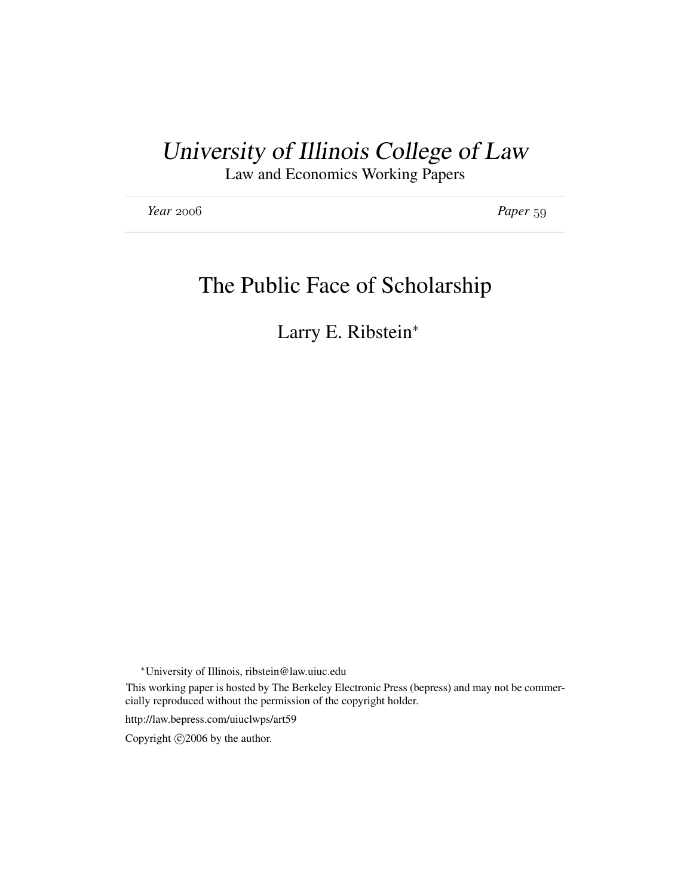# *University of Illinois College of Law*

Law and Economics Working Papers

*Year* 2006 *Paper* 59

## The Public Face of Scholarship

Larry E. Ribstein[*]

[*] University of Illinois, ribstein@law.uiuc.edu

This working paper is hosted by The Berkeley Electronic Press (bepress) and may not be commercially reproduced without the permission of the copyright holder.

http://law.bepress.com/uiuclwps/art59

Copyright ©2006 by the author.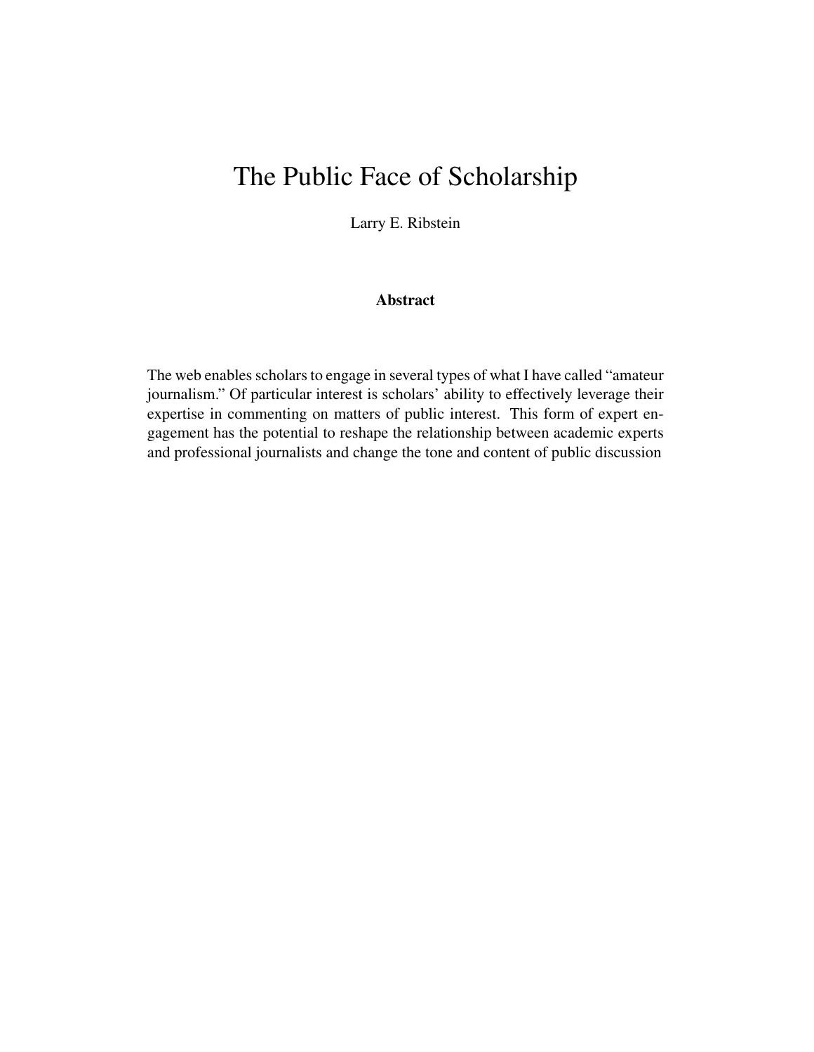# The Public Face of Scholarship

Larry E. Ribstein

### Abstract

The web enables scholars to engage in several types of what I have called "amateur journalism." Of particular interest is scholars' ability to effectively leverage their expertise in commenting on matters of public interest. This form of expert engagement has the potential to reshape the relationship between academic experts and professional journalists and change the tone and content of public discussion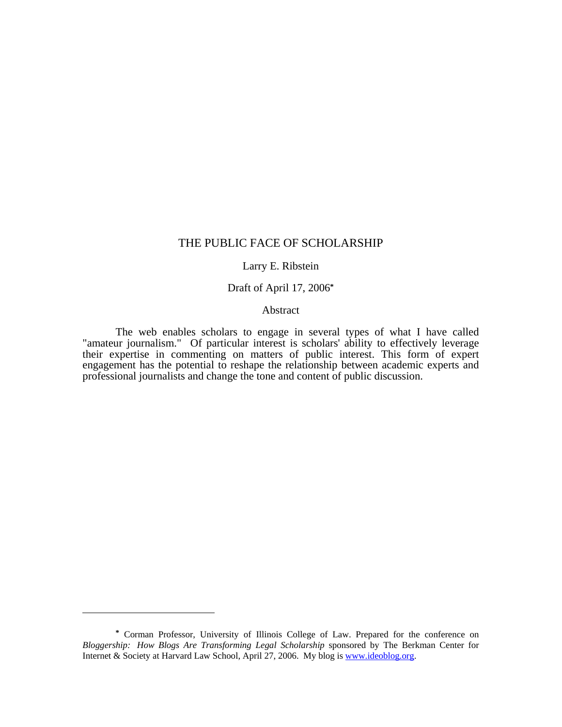# THE PUBLIC FACE OF SCHOLARSHIP

Larry E. Ribstein

Draft of April 17, 2006*

Abstract

The web enables scholars to engage in several types of what I have called "amateur journalism." Of particular interest is scholars' ability to effectively leverage their expertise in commenting on matters of public interest. This form of expert engagement has the potential to reshape the relationship between academic experts and professional journalists and change the tone and content of public discussion.

---

* Corman Professor, University of Illinois College of Law. Prepared for the conference on *Bloggership: How Blogs Are Transforming Legal Scholarship* sponsored by The Berkman Center for Internet & Society at Harvard Law School, April 27, 2006. My blog is www.ideoblog.org.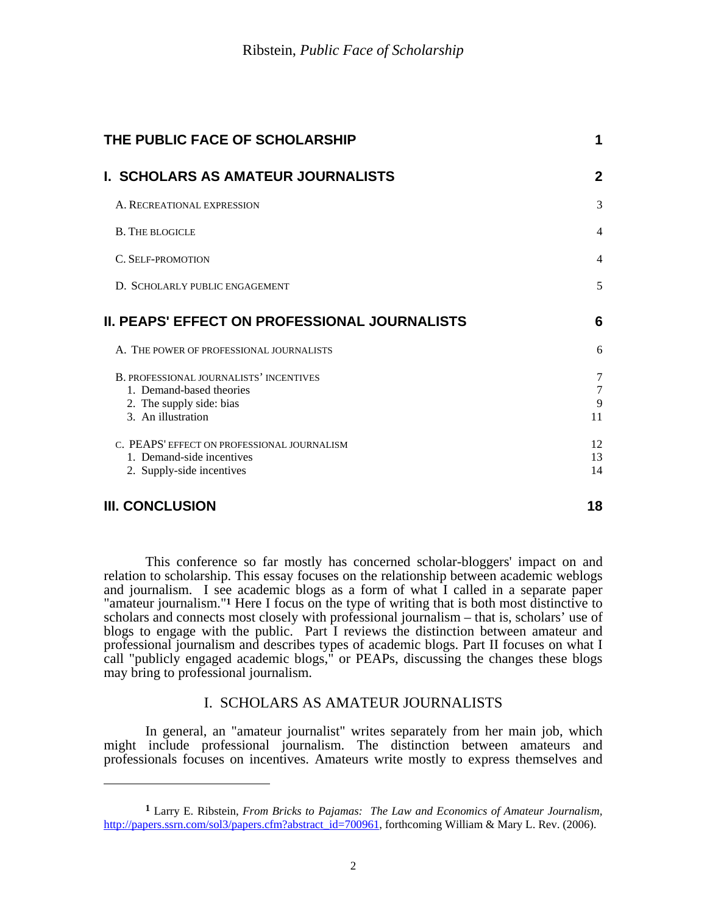| | |
|---|---|
| **THE PUBLIC FACE OF SCHOLARSHIP** | **1** |
| **I. SCHOLARS AS AMATEUR JOURNALISTS** | **2** |
| A. RECREATIONAL EXPRESSION | 3 |
| B. THE BLOGICLE | 4 |
| C. SELF-PROMOTION | 4 |
| D. SCHOLARLY PUBLIC ENGAGEMENT | 5 |
| **II. PEAPS' EFFECT ON PROFESSIONAL JOURNALISTS** | **6** |
| A. THE POWER OF PROFESSIONAL JOURNALISTS | 6 |
| B. PROFESSIONAL JOURNALISTS' INCENTIVES | 7 |
| 1. Demand-based theories | 7 |
| 2. The supply side: bias | 9 |
| 3. An illustration | 11 |
| C. PEAPS' EFFECT ON PROFESSIONAL JOURNALISM | 12 |
| 1. Demand-side incentives | 13 |
| 2. Supply-side incentives | 14 |
| **III. CONCLUSION** | **18** |

This conference so far mostly has concerned scholar-bloggers' impact on and relation to scholarship. This essay focuses on the relationship between academic weblogs and journalism. I see academic blogs as a form of what I called in a separate paper "amateur journalism."[1] Here I focus on the type of writing that is both most distinctive to scholars and connects most closely with professional journalism – that is, scholars' use of blogs to engage with the public. Part I reviews the distinction between amateur and professional journalism and describes types of academic blogs. Part II focuses on what I call "publicly engaged academic blogs," or PEAPs, discussing the changes these blogs may bring to professional journalism.

## I. SCHOLARS AS AMATEUR JOURNALISTS

In general, an "amateur journalist" writes separately from her main job, which might include professional journalism. The distinction between amateurs and professionals focuses on incentives. Amateurs write mostly to express themselves and

---

[1] Larry E. Ribstein, *From Bricks to Pajamas: The Law and Economics of Amateur Journalism*, http://papers.ssrn.com/sol3/papers.cfm?abstract_id=700961, forthcoming William & Mary L. Rev. (2006).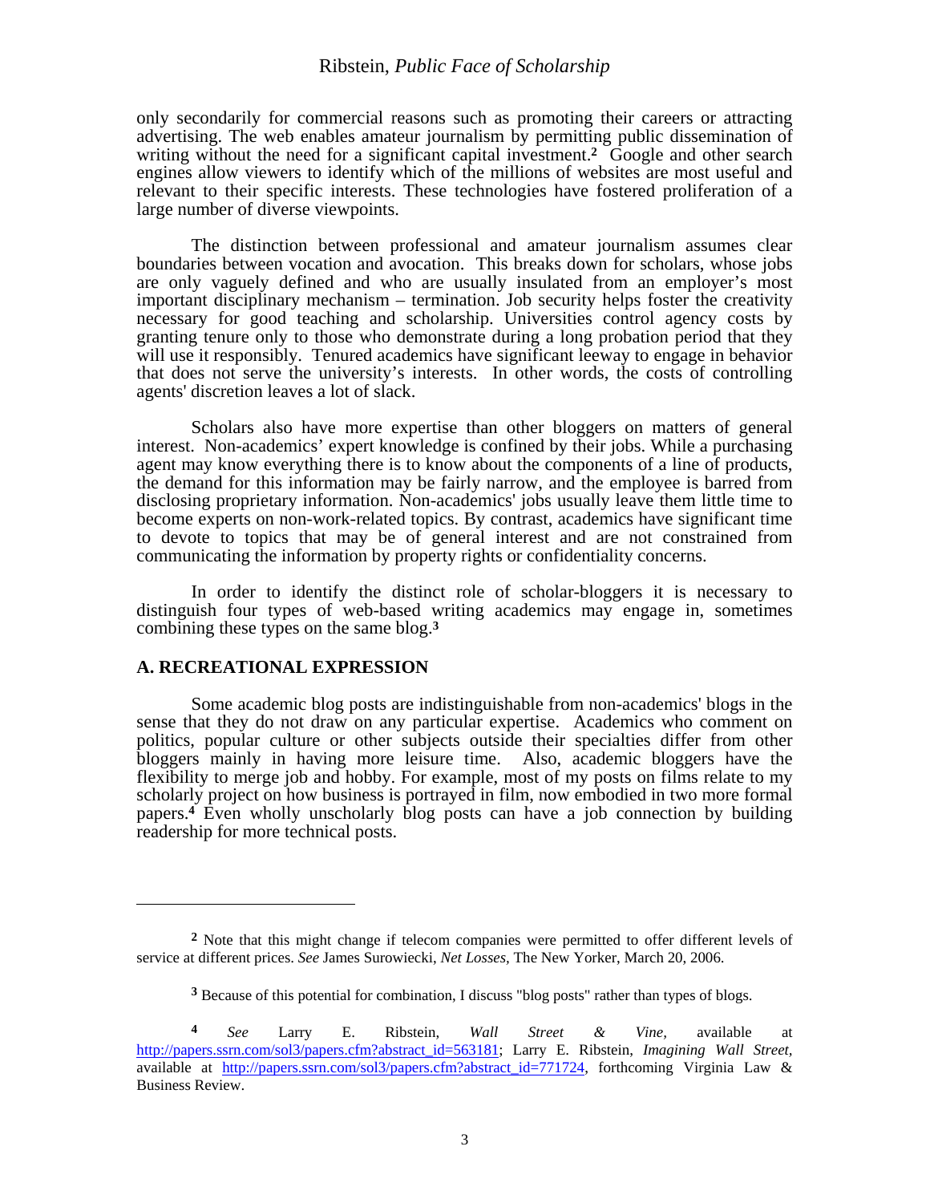only secondarily for commercial reasons such as promoting their careers or attracting advertising. The web enables amateur journalism by permitting public dissemination of writing without the need for a significant capital investment.[2] Google and other search engines allow viewers to identify which of the millions of websites are most useful and relevant to their specific interests. These technologies have fostered proliferation of a large number of diverse viewpoints.

The distinction between professional and amateur journalism assumes clear boundaries between vocation and avocation. This breaks down for scholars, whose jobs are only vaguely defined and who are usually insulated from an employer's most important disciplinary mechanism – termination. Job security helps foster the creativity necessary for good teaching and scholarship. Universities control agency costs by granting tenure only to those who demonstrate during a long probation period that they will use it responsibly. Tenured academics have significant leeway to engage in behavior that does not serve the university's interests. In other words, the costs of controlling agents' discretion leaves a lot of slack.

Scholars also have more expertise than other bloggers on matters of general interest. Non-academics' expert knowledge is confined by their jobs. While a purchasing agent may know everything there is to know about the components of a line of products, the demand for this information may be fairly narrow, and the employee is barred from disclosing proprietary information. Non-academics' jobs usually leave them little time to become experts on non-work-related topics. By contrast, academics have significant time to devote to topics that may be of general interest and are not constrained from communicating the information by property rights or confidentiality concerns.

In order to identify the distinct role of scholar-bloggers it is necessary to distinguish four types of web-based writing academics may engage in, sometimes combining these types on the same blog.[3]

## A. RECREATIONAL EXPRESSION

Some academic blog posts are indistinguishable from non-academics' blogs in the sense that they do not draw on any particular expertise. Academics who comment on politics, popular culture or other subjects outside their specialties differ from other bloggers mainly in having more leisure time. Also, academic bloggers have the flexibility to merge job and hobby. For example, most of my posts on films relate to my scholarly project on how business is portrayed in film, now embodied in two more formal papers.[4] Even wholly unscholarly blog posts can have a job connection by building readership for more technical posts.

---

[2] Note that this might change if telecom companies were permitted to offer different levels of service at different prices. *See* James Surowiecki, *Net Losses*, The New Yorker, March 20, 2006.

[3] Because of this potential for combination, I discuss "blog posts" rather than types of blogs.

[4] *See* Larry E. Ribstein, *Wall Street & Vine*, available at http://papers.ssrn.com/sol3/papers.cfm?abstract_id=563181; Larry E. Ribstein, *Imagining Wall Street*, available at http://papers.ssrn.com/sol3/papers.cfm?abstract_id=771724, forthcoming Virginia Law & Business Review.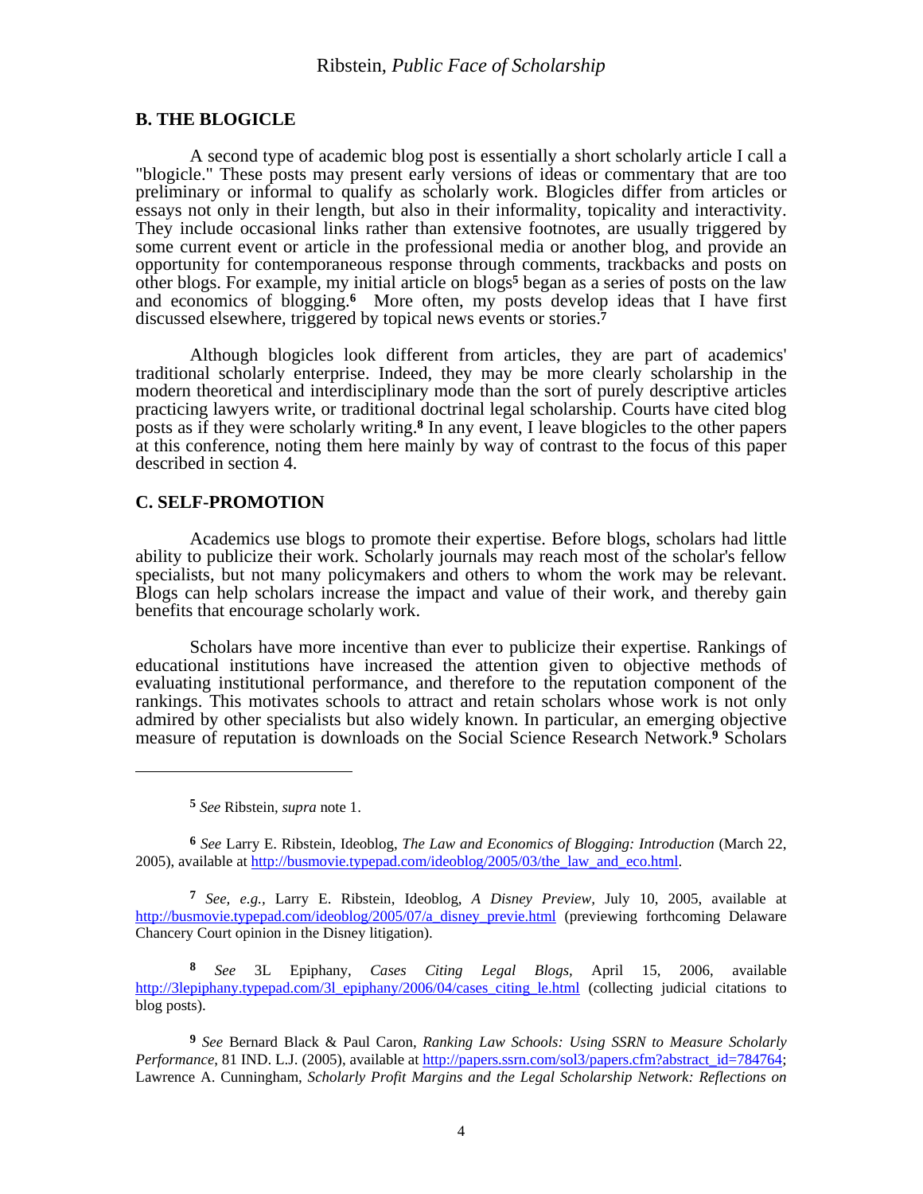## B. THE BLOGICLE

A second type of academic blog post is essentially a short scholarly article I call a "blogicle." These posts may present early versions of ideas or commentary that are too preliminary or informal to qualify as scholarly work. Blogicles differ from articles or essays not only in their length, but also in their informality, topicality and interactivity. They include occasional links rather than extensive footnotes, are usually triggered by some current event or article in the professional media or another blog, and provide an opportunity for contemporaneous response through comments, trackbacks and posts on other blogs. For example, my initial article on blogs[5] began as a series of posts on the law and economics of blogging.[6] More often, my posts develop ideas that I have first discussed elsewhere, triggered by topical news events or stories.[7]

Although blogicles look different from articles, they are part of academics' traditional scholarly enterprise. Indeed, they may be more clearly scholarship in the modern theoretical and interdisciplinary mode than the sort of purely descriptive articles practicing lawyers write, or traditional doctrinal legal scholarship. Courts have cited blog posts as if they were scholarly writing.[8] In any event, I leave blogicles to the other papers at this conference, noting them here mainly by way of contrast to the focus of this paper described in section 4.

## C. SELF-PROMOTION

Academics use blogs to promote their expertise. Before blogs, scholars had little ability to publicize their work. Scholarly journals may reach most of the scholar's fellow specialists, but not many policymakers and others to whom the work may be relevant. Blogs can help scholars increase the impact and value of their work, and thereby gain benefits that encourage scholarly work.

Scholars have more incentive than ever to publicize their expertise. Rankings of educational institutions have increased the attention given to objective methods of evaluating institutional performance, and therefore to the reputation component of the rankings. This motivates schools to attract and retain scholars whose work is not only admired by other specialists but also widely known. In particular, an emerging objective measure of reputation is downloads on the Social Science Research Network.[9] Scholars

---

[5] *See* Ribstein, *supra* note 1.

[6] *See* Larry E. Ribstein, Ideoblog, *The Law and Economics of Blogging: Introduction* (March 22, 2005), available at http://busmovie.typepad.com/ideoblog/2005/03/the_law_and_eco.html.

[7] *See, e.g.,* Larry E. Ribstein, Ideoblog, *A Disney Preview*, July 10, 2005, available at http://busmovie.typepad.com/ideoblog/2005/07/a_disney_previe.html (previewing forthcoming Delaware Chancery Court opinion in the Disney litigation).

[8] *See* 3L Epiphany, *Cases Citing Legal Blogs*, April 15, 2006, available http://3lepiphany.typepad.com/3l_epiphany/2006/04/cases_citing_le.html (collecting judicial citations to blog posts).

[9] *See* Bernard Black & Paul Caron, *Ranking Law Schools: Using SSRN to Measure Scholarly Performance*, 81 IND. L.J. (2005), available at http://papers.ssrn.com/sol3/papers.cfm?abstract_id=784764; Lawrence A. Cunningham, *Scholarly Profit Margins and the Legal Scholarship Network: Reflections on*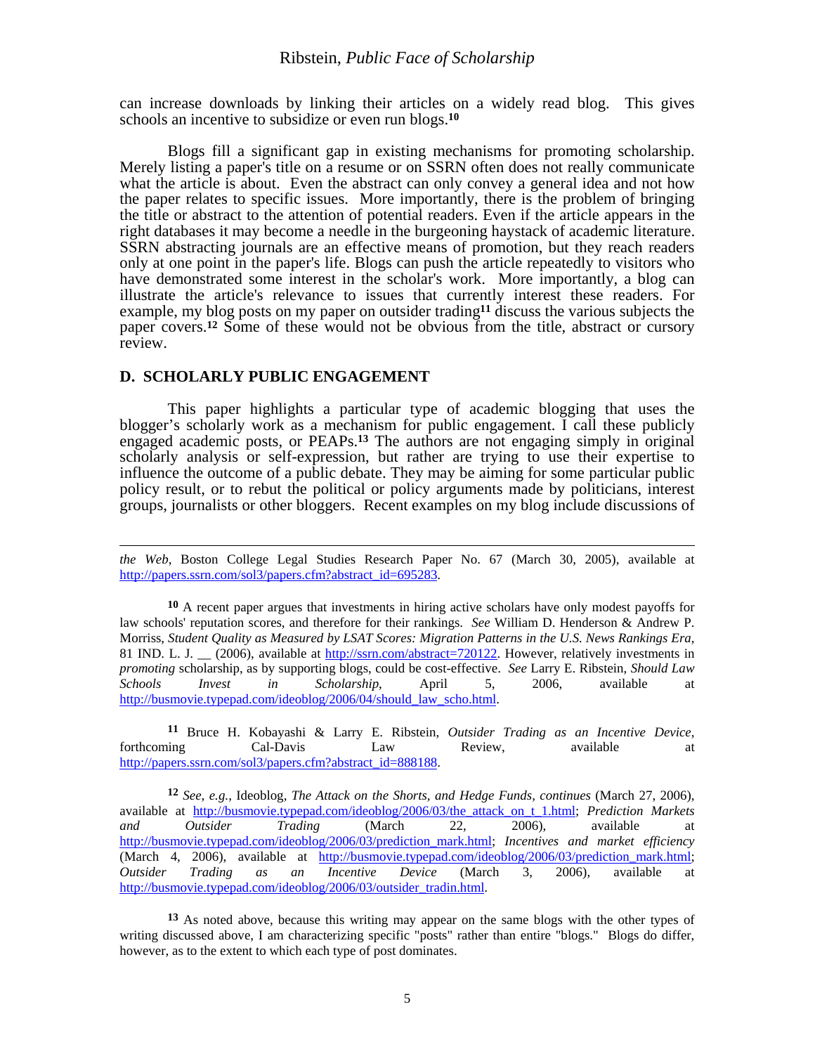can increase downloads by linking their articles on a widely read blog. This gives schools an incentive to subsidize or even run blogs.[10]

Blogs fill a significant gap in existing mechanisms for promoting scholarship. Merely listing a paper's title on a resume or on SSRN often does not really communicate what the article is about. Even the abstract can only convey a general idea and not how the paper relates to specific issues. More importantly, there is the problem of bringing the title or abstract to the attention of potential readers. Even if the article appears in the right databases it may become a needle in the burgeoning haystack of academic literature. SSRN abstracting journals are an effective means of promotion, but they reach readers only at one point in the paper's life. Blogs can push the article repeatedly to visitors who have demonstrated some interest in the scholar's work. More importantly, a blog can illustrate the article's relevance to issues that currently interest these readers. For example, my blog posts on my paper on outsider trading[11] discuss the various subjects the paper covers.[12] Some of these would not be obvious from the title, abstract or cursory review.

## D. SCHOLARLY PUBLIC ENGAGEMENT

This paper highlights a particular type of academic blogging that uses the blogger's scholarly work as a mechanism for public engagement. I call these publicly engaged academic posts, or PEAPs.[13] The authors are not engaging simply in original scholarly analysis or self-expression, but rather are trying to use their expertise to influence the outcome of a public debate. They may be aiming for some particular public policy result, or to rebut the political or policy arguments made by politicians, interest groups, journalists or other bloggers. Recent examples on my blog include discussions of

---

*the Web*, Boston College Legal Studies Research Paper No. 67 (March 30, 2005), available at http://papers.ssrn.com/sol3/papers.cfm?abstract_id=695283.

[10] A recent paper argues that investments in hiring active scholars have only modest payoffs for law schools' reputation scores, and therefore for their rankings. *See* William D. Henderson & Andrew P. Morriss, *Student Quality as Measured by LSAT Scores: Migration Patterns in the U.S. News Rankings Era*, 81 IND. L. J. __ (2006), available at http://ssrn.com/abstract=720122. However, relatively investments in *promoting* scholarship, as by supporting blogs, could be cost-effective. *See* Larry E. Ribstein, *Should Law Schools Invest in Scholarship*, April 5, 2006, available at http://busmovie.typepad.com/ideoblog/2006/04/should_law_scho.html.

[11] Bruce H. Kobayashi & Larry E. Ribstein, *Outsider Trading as an Incentive Device*, forthcoming Cal-Davis Law Review, available at http://papers.ssrn.com/sol3/papers.cfm?abstract_id=888188.

[12] *See, e.g.,* Ideoblog, *The Attack on the Shorts, and Hedge Funds, continues* (March 27, 2006), available at http://busmovie.typepad.com/ideoblog/2006/03/the_attack_on_t_1.html; *Prediction Markets and Outsider Trading* (March 22, 2006), available at http://busmovie.typepad.com/ideoblog/2006/03/prediction_mark.html; *Incentives and market efficiency* (March 4, 2006), available at http://busmovie.typepad.com/ideoblog/2006/03/prediction_mark.html; *Outsider Trading as an Incentive Device* (March 3, 2006), available at http://busmovie.typepad.com/ideoblog/2006/03/outsider_tradin.html.

[13] As noted above, because this writing may appear on the same blogs with the other types of writing discussed above, I am characterizing specific "posts" rather than entire "blogs." Blogs do differ, however, as to the extent to which each type of post dominates.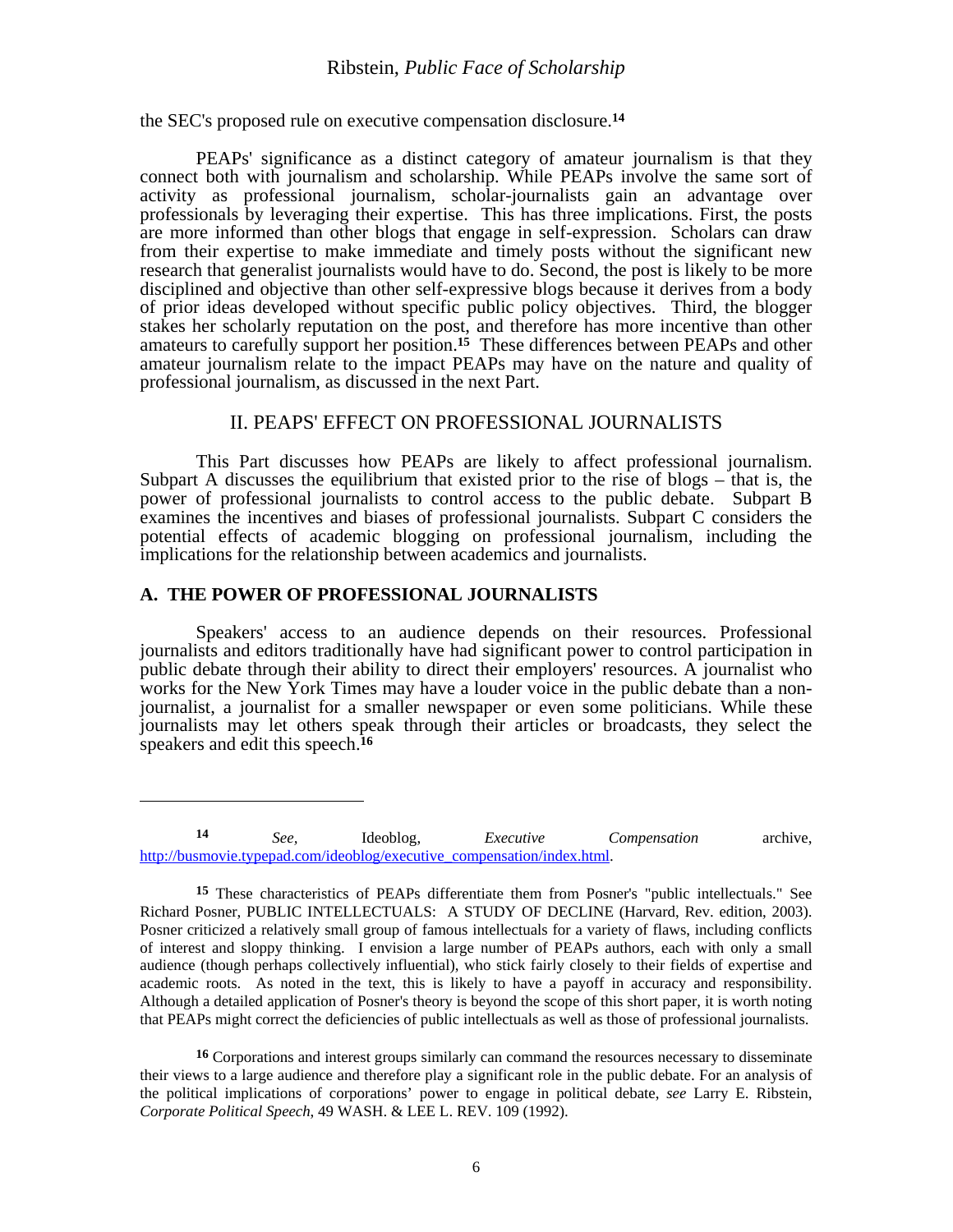the SEC's proposed rule on executive compensation disclosure.[14]

PEAPs' significance as a distinct category of amateur journalism is that they connect both with journalism and scholarship. While PEAPs involve the same sort of activity as professional journalism, scholar-journalists gain an advantage over professionals by leveraging their expertise. This has three implications. First, the posts are more informed than other blogs that engage in self-expression. Scholars can draw from their expertise to make immediate and timely posts without the significant new research that generalist journalists would have to do. Second, the post is likely to be more disciplined and objective than other self-expressive blogs because it derives from a body of prior ideas developed without specific public policy objectives. Third, the blogger stakes her scholarly reputation on the post, and therefore has more incentive than other amateurs to carefully support her position.[15] These differences between PEAPs and other amateur journalism relate to the impact PEAPs may have on the nature and quality of professional journalism, as discussed in the next Part.

## II. PEAPS' EFFECT ON PROFESSIONAL JOURNALISTS

This Part discusses how PEAPs are likely to affect professional journalism. Subpart A discusses the equilibrium that existed prior to the rise of blogs – that is, the power of professional journalists to control access to the public debate. Subpart B examines the incentives and biases of professional journalists. Subpart C considers the potential effects of academic blogging on professional journalism, including the implications for the relationship between academics and journalists.

### A. THE POWER OF PROFESSIONAL JOURNALISTS

Speakers' access to an audience depends on their resources. Professional journalists and editors traditionally have had significant power to control participation in public debate through their ability to direct their employers' resources. A journalist who works for the New York Times may have a louder voice in the public debate than a non-journalist, a journalist for a smaller newspaper or even some politicians. While these journalists may let others speak through their articles or broadcasts, they select the speakers and edit this speech.[16]

---

[14] *See,* Ideoblog, *Executive Compensation* archive, http://busmovie.typepad.com/ideoblog/executive_compensation/index.html.

[15] These characteristics of PEAPs differentiate them from Posner's "public intellectuals." See Richard Posner, PUBLIC INTELLECTUALS: A STUDY OF DECLINE (Harvard, Rev. edition, 2003). Posner criticized a relatively small group of famous intellectuals for a variety of flaws, including conflicts of interest and sloppy thinking. I envision a large number of PEAPs authors, each with only a small audience (though perhaps collectively influential), who stick fairly closely to their fields of expertise and academic roots. As noted in the text, this is likely to have a payoff in accuracy and responsibility. Although a detailed application of Posner's theory is beyond the scope of this short paper, it is worth noting that PEAPs might correct the deficiencies of public intellectuals as well as those of professional journalists.

[16] Corporations and interest groups similarly can command the resources necessary to disseminate their views to a large audience and therefore play a significant role in the public debate. For an analysis of the political implications of corporations' power to engage in political debate, *see* Larry E. Ribstein, *Corporate Political Speech,* 49 WASH. & LEE L. REV. 109 (1992).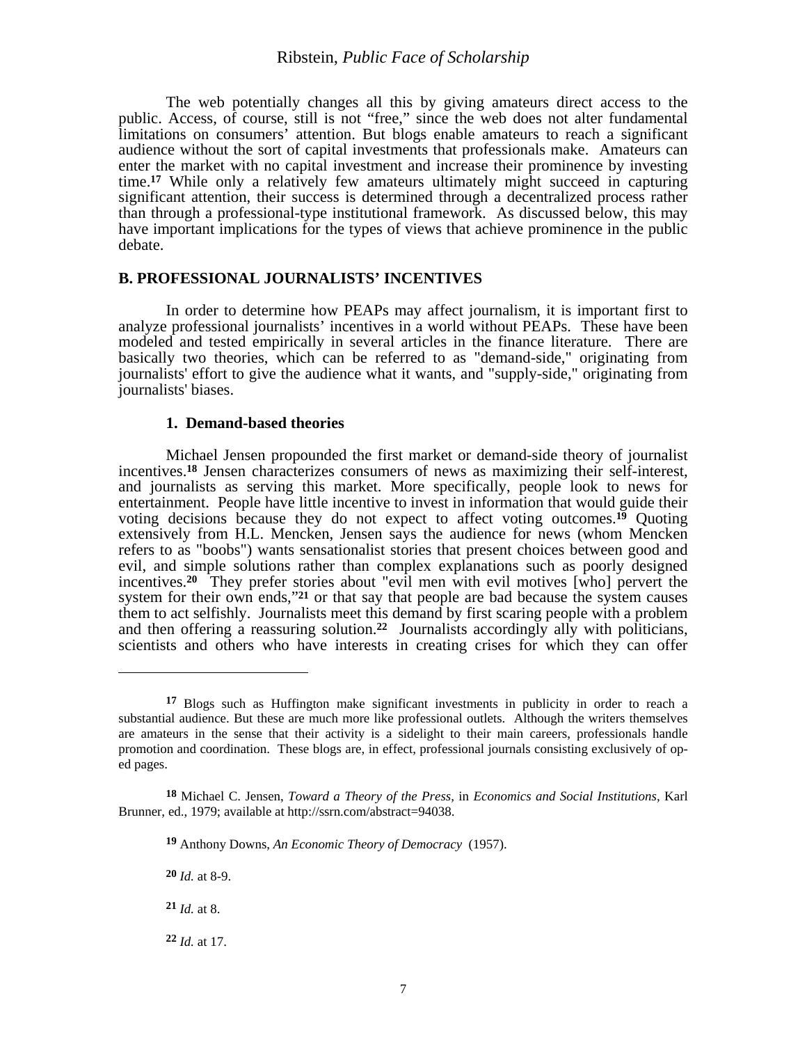The web potentially changes all this by giving amateurs direct access to the public. Access, of course, still is not "free," since the web does not alter fundamental limitations on consumers' attention. But blogs enable amateurs to reach a significant audience without the sort of capital investments that professionals make. Amateurs can enter the market with no capital investment and increase their prominence by investing time.[17] While only a relatively few amateurs ultimately might succeed in capturing significant attention, their success is determined through a decentralized process rather than through a professional-type institutional framework. As discussed below, this may have important implications for the types of views that achieve prominence in the public debate.

### B. PROFESSIONAL JOURNALISTS' INCENTIVES

In order to determine how PEAPs may affect journalism, it is important first to analyze professional journalists' incentives in a world without PEAPs. These have been modeled and tested empirically in several articles in the finance literature. There are basically two theories, which can be referred to as "demand-side," originating from journalists' effort to give the audience what it wants, and "supply-side," originating from journalists' biases.

#### 1. Demand-based theories

Michael Jensen propounded the first market or demand-side theory of journalist incentives.[18] Jensen characterizes consumers of news as maximizing their self-interest, and journalists as serving this market. More specifically, people look to news for entertainment. People have little incentive to invest in information that would guide their voting decisions because they do not expect to affect voting outcomes.[19] Quoting extensively from H.L. Mencken, Jensen says the audience for news (whom Mencken refers to as "boobs") wants sensationalist stories that present choices between good and evil, and simple solutions rather than complex explanations such as poorly designed incentives.[20] They prefer stories about "evil men with evil motives [who] pervert the system for their own ends,"[21] or that say that people are bad because the system causes them to act selfishly. Journalists meet this demand by first scaring people with a problem and then offering a reassuring solution.[22] Journalists accordingly ally with politicians, scientists and others who have interests in creating crises for which they can offer

---

[17] Blogs such as Huffington make significant investments in publicity in order to reach a substantial audience. But these are much more like professional outlets. Although the writers themselves are amateurs in the sense that their activity is a sidelight to their main careers, professionals handle promotion and coordination. These blogs are, in effect, professional journals consisting exclusively of op-ed pages.

[18] Michael C. Jensen, *Toward a Theory of the Press*, in *Economics and Social Institutions*, Karl Brunner, ed., 1979; available at http://ssrn.com/abstract=94038.

[19] Anthony Downs, *An Economic Theory of Democracy* (1957).

[20] *Id.* at 8-9.

[21] *Id.* at 8.

[22] *Id.* at 17.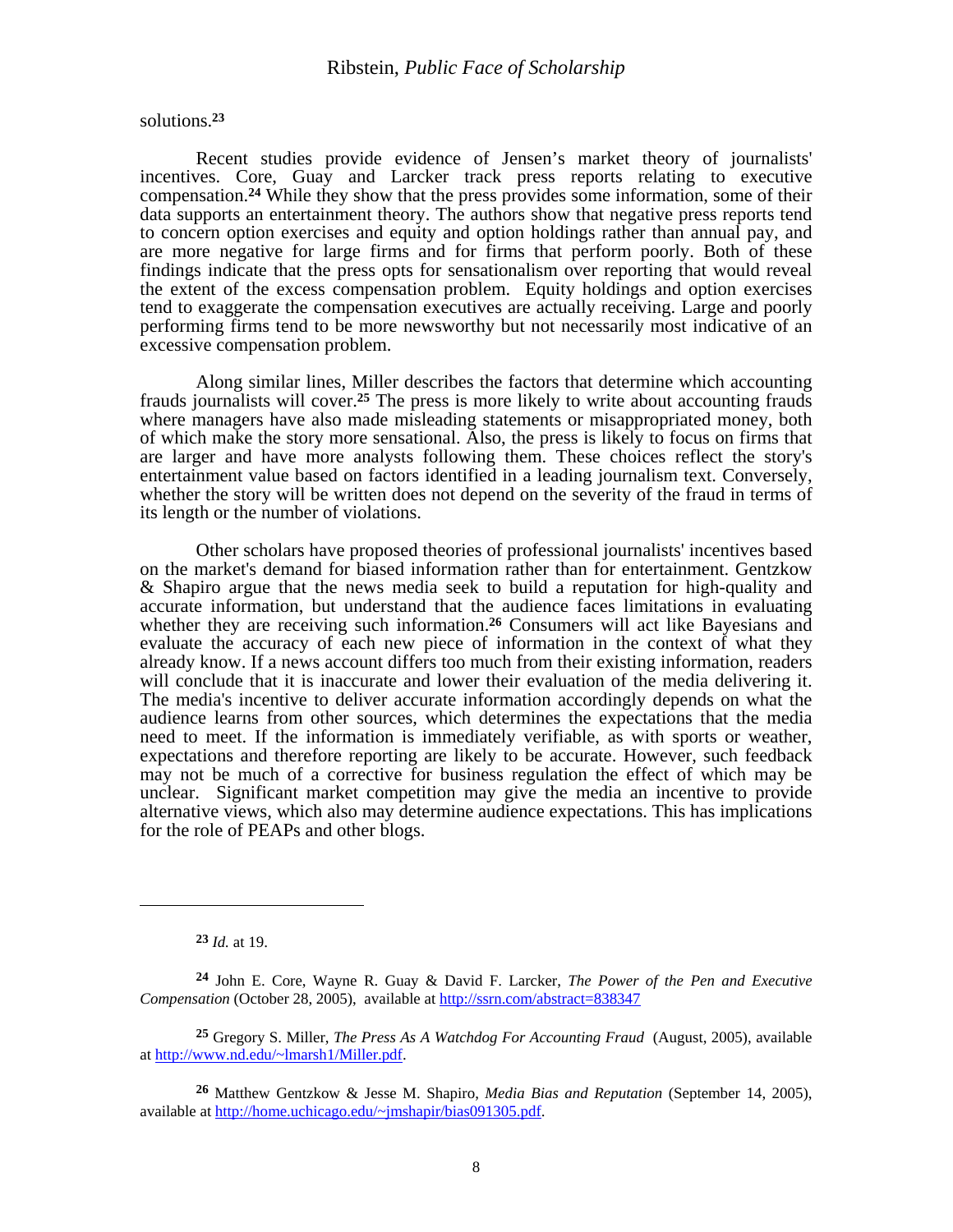solutions.[23]

Recent studies provide evidence of Jensen's market theory of journalists' incentives. Core, Guay and Larcker track press reports relating to executive compensation.[24] While they show that the press provides some information, some of their data supports an entertainment theory. The authors show that negative press reports tend to concern option exercises and equity and option holdings rather than annual pay, and are more negative for large firms and for firms that perform poorly. Both of these findings indicate that the press opts for sensationalism over reporting that would reveal the extent of the excess compensation problem. Equity holdings and option exercises tend to exaggerate the compensation executives are actually receiving. Large and poorly performing firms tend to be more newsworthy but not necessarily most indicative of an excessive compensation problem.

Along similar lines, Miller describes the factors that determine which accounting frauds journalists will cover.[25] The press is more likely to write about accounting frauds where managers have also made misleading statements or misappropriated money, both of which make the story more sensational. Also, the press is likely to focus on firms that are larger and have more analysts following them. These choices reflect the story's entertainment value based on factors identified in a leading journalism text. Conversely, whether the story will be written does not depend on the severity of the fraud in terms of its length or the number of violations.

Other scholars have proposed theories of professional journalists' incentives based on the market's demand for biased information rather than for entertainment. Gentzkow & Shapiro argue that the news media seek to build a reputation for high-quality and accurate information, but understand that the audience faces limitations in evaluating whether they are receiving such information.[26] Consumers will act like Bayesians and evaluate the accuracy of each new piece of information in the context of what they already know. If a news account differs too much from their existing information, readers will conclude that it is inaccurate and lower their evaluation of the media delivering it. The media's incentive to deliver accurate information accordingly depends on what the audience learns from other sources, which determines the expectations that the media need to meet. If the information is immediately verifiable, as with sports or weather, expectations and therefore reporting are likely to be accurate. However, such feedback may not be much of a corrective for business regulation the effect of which may be unclear. Significant market competition may give the media an incentive to provide alternative views, which also may determine audience expectations. This has implications for the role of PEAPs and other blogs.

---

[23] *Id.* at 19.

[24] John E. Core, Wayne R. Guay & David F. Larcker, *The Power of the Pen and Executive Compensation* (October 28, 2005), available at http://ssrn.com/abstract=838347

[25] Gregory S. Miller, *The Press As A Watchdog For Accounting Fraud* (August, 2005), available at http://www.nd.edu/~lmarsh1/Miller.pdf.

[26] Matthew Gentzkow & Jesse M. Shapiro, *Media Bias and Reputation* (September 14, 2005), available at http://home.uchicago.edu/~jmshapir/bias091305.pdf.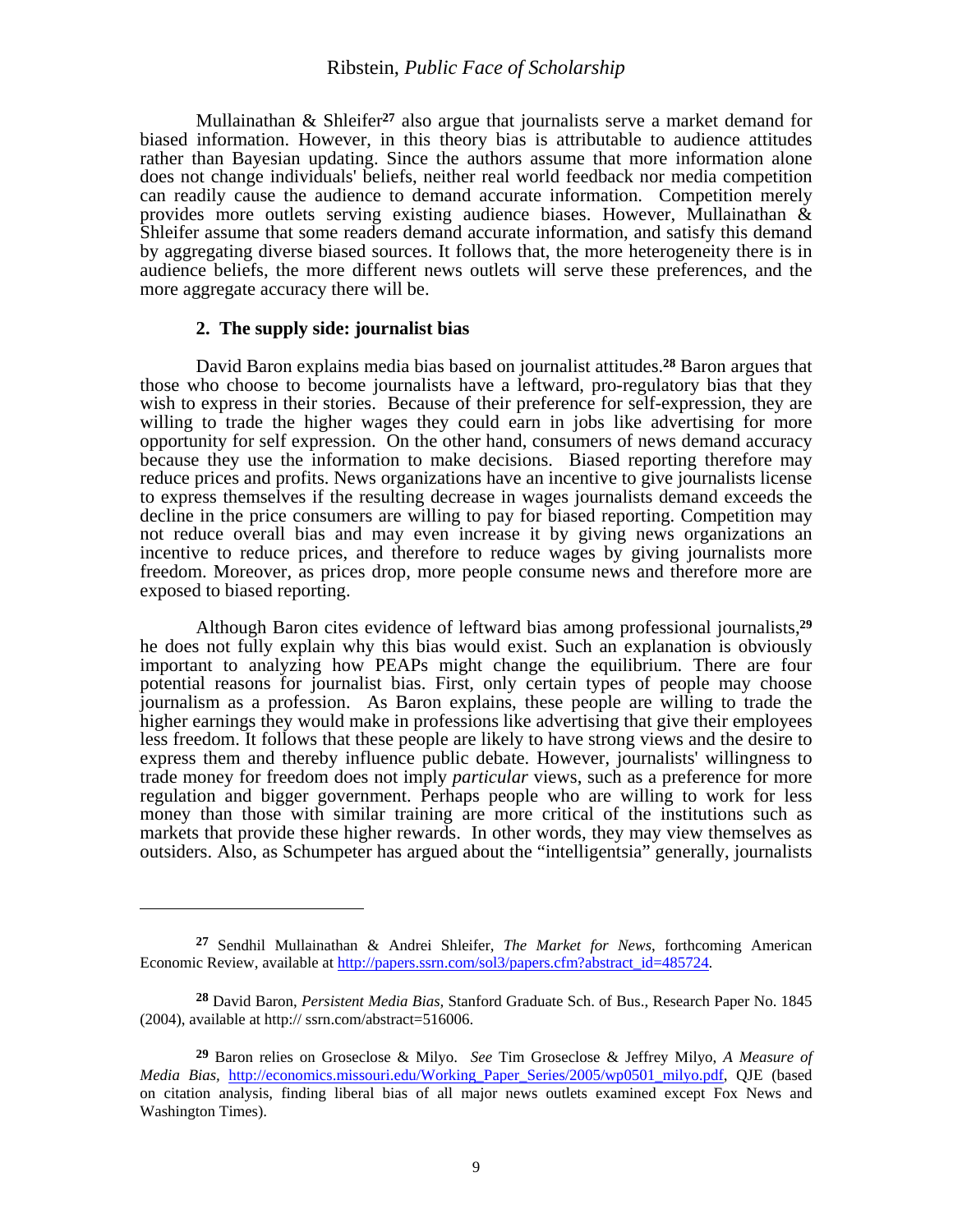Mullainathan & Shleifer[27] also argue that journalists serve a market demand for biased information. However, in this theory bias is attributable to audience attitudes rather than Bayesian updating. Since the authors assume that more information alone does not change individuals' beliefs, neither real world feedback nor media competition can readily cause the audience to demand accurate information. Competition merely provides more outlets serving existing audience biases. However, Mullainathan & Shleifer assume that some readers demand accurate information, and satisfy this demand by aggregating diverse biased sources. It follows that, the more heterogeneity there is in audience beliefs, the more different news outlets will serve these preferences, and the more aggregate accuracy there will be.

### 2. The supply side: journalist bias

David Baron explains media bias based on journalist attitudes.[28] Baron argues that those who choose to become journalists have a leftward, pro-regulatory bias that they wish to express in their stories. Because of their preference for self-expression, they are willing to trade the higher wages they could earn in jobs like advertising for more opportunity for self expression. On the other hand, consumers of news demand accuracy because they use the information to make decisions. Biased reporting therefore may reduce prices and profits. News organizations have an incentive to give journalists license to express themselves if the resulting decrease in wages journalists demand exceeds the decline in the price consumers are willing to pay for biased reporting. Competition may not reduce overall bias and may even increase it by giving news organizations an incentive to reduce prices, and therefore to reduce wages by giving journalists more freedom. Moreover, as prices drop, more people consume news and therefore more are exposed to biased reporting.

Although Baron cites evidence of leftward bias among professional journalists,[29] he does not fully explain why this bias would exist. Such an explanation is obviously important to analyzing how PEAPs might change the equilibrium. There are four potential reasons for journalist bias. First, only certain types of people may choose journalism as a profession. As Baron explains, these people are willing to trade the higher earnings they would make in professions like advertising that give their employees less freedom. It follows that these people are likely to have strong views and the desire to express them and thereby influence public debate. However, journalists' willingness to trade money for freedom does not imply *particular* views, such as a preference for more regulation and bigger government. Perhaps people who are willing to work for less money than those with similar training are more critical of the institutions such as markets that provide these higher rewards. In other words, they may view themselves as outsiders. Also, as Schumpeter has argued about the "intelligentsia" generally, journalists

---

[27] Sendhil Mullainathan & Andrei Shleifer, *The Market for News*, forthcoming American Economic Review, available at http://papers.ssrn.com/sol3/papers.cfm?abstract_id=485724.

[28] David Baron, *Persistent Media Bias*, Stanford Graduate Sch. of Bus., Research Paper No. 1845 (2004), available at http:// ssrn.com/abstract=516006.

[29] Baron relies on Groseclose & Milyo. *See* Tim Groseclose & Jeffrey Milyo, *A Measure of Media Bias*, http://economics.missouri.edu/Working_Paper_Series/2005/wp0501_milyo.pdf, QJE (based on citation analysis, finding liberal bias of all major news outlets examined except Fox News and Washington Times).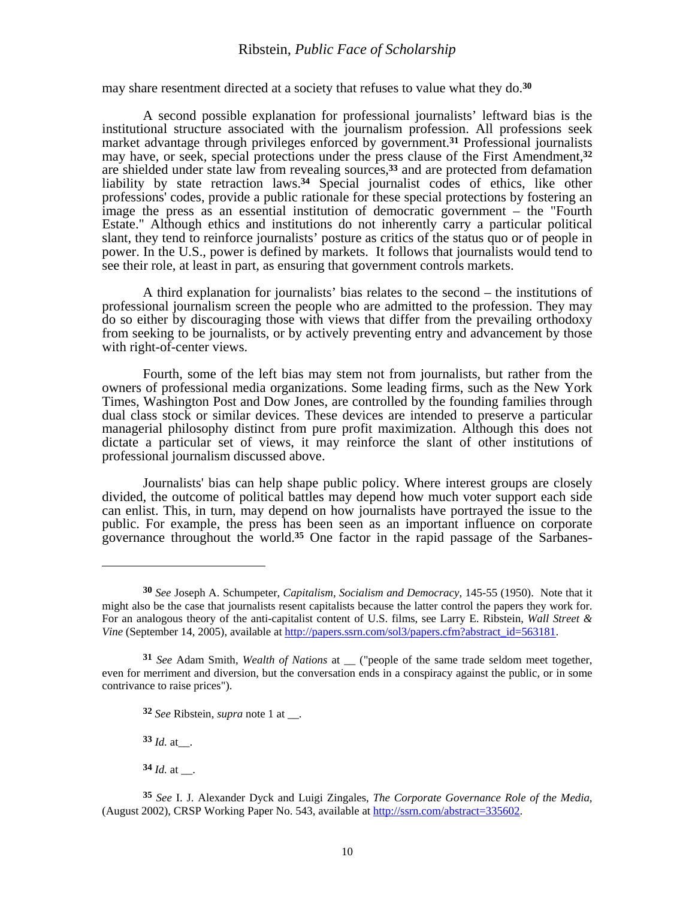may share resentment directed at a society that refuses to value what they do.[30]

A second possible explanation for professional journalists' leftward bias is the institutional structure associated with the journalism profession. All professions seek market advantage through privileges enforced by government.[31] Professional journalists may have, or seek, special protections under the press clause of the First Amendment,[32] are shielded under state law from revealing sources,[33] and are protected from defamation liability by state retraction laws.[34] Special journalist codes of ethics, like other professions' codes, provide a public rationale for these special protections by fostering an image the press as an essential institution of democratic government – the "Fourth Estate." Although ethics and institutions do not inherently carry a particular political slant, they tend to reinforce journalists' posture as critics of the status quo or of people in power. In the U.S., power is defined by markets. It follows that journalists would tend to see their role, at least in part, as ensuring that government controls markets.

A third explanation for journalists' bias relates to the second – the institutions of professional journalism screen the people who are admitted to the profession. They may do so either by discouraging those with views that differ from the prevailing orthodoxy from seeking to be journalists, or by actively preventing entry and advancement by those with right-of-center views.

Fourth, some of the left bias may stem not from journalists, but rather from the owners of professional media organizations. Some leading firms, such as the New York Times, Washington Post and Dow Jones, are controlled by the founding families through dual class stock or similar devices. These devices are intended to preserve a particular managerial philosophy distinct from pure profit maximization. Although this does not dictate a particular set of views, it may reinforce the slant of other institutions of professional journalism discussed above.

Journalists' bias can help shape public policy. Where interest groups are closely divided, the outcome of political battles may depend how much voter support each side can enlist. This, in turn, may depend on how journalists have portrayed the issue to the public. For example, the press has been seen as an important influence on corporate governance throughout the world.[35] One factor in the rapid passage of the Sarbanes-

---

[30] *See* Joseph A. Schumpeter, *Capitalism, Socialism and Democracy*, 145-55 (1950). Note that it might also be the case that journalists resent capitalists because the latter control the papers they work for. For an analogous theory of the anti-capitalist content of U.S. films, see Larry E. Ribstein, *Wall Street & Vine* (September 14, 2005), available at http://papers.ssrn.com/sol3/papers.cfm?abstract_id=563181.

[31] *See* Adam Smith, *Wealth of Nations* at __ ("people of the same trade seldom meet together, even for merriment and diversion, but the conversation ends in a conspiracy against the public, or in some contrivance to raise prices").

[32] *See* Ribstein, *supra* note 1 at __.

[33] *Id.* at__.

[34] *Id.* at __.

[35] *See* I. J. Alexander Dyck and Luigi Zingales, *The Corporate Governance Role of the Media*, (August 2002), CRSP Working Paper No. 543, available at http://ssrn.com/abstract=335602.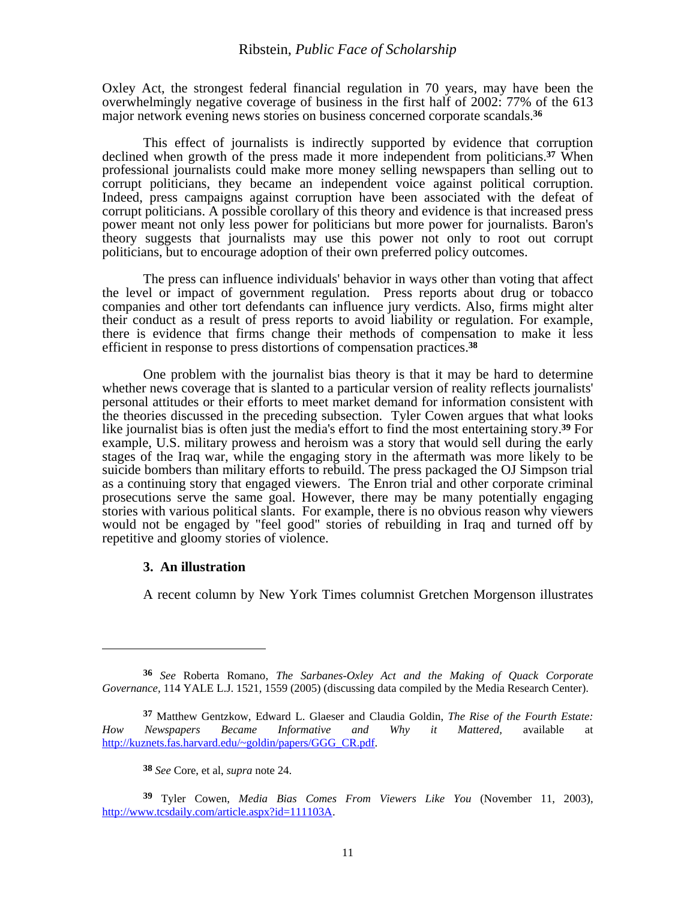Oxley Act, the strongest federal financial regulation in 70 years, may have been the overwhelmingly negative coverage of business in the first half of 2002: 77% of the 613 major network evening news stories on business concerned corporate scandals.[36]

This effect of journalists is indirectly supported by evidence that corruption declined when growth of the press made it more independent from politicians.[37] When professional journalists could make more money selling newspapers than selling out to corrupt politicians, they became an independent voice against political corruption. Indeed, press campaigns against corruption have been associated with the defeat of corrupt politicians. A possible corollary of this theory and evidence is that increased press power meant not only less power for politicians but more power for journalists. Baron's theory suggests that journalists may use this power not only to root out corrupt politicians, but to encourage adoption of their own preferred policy outcomes.

The press can influence individuals' behavior in ways other than voting that affect the level or impact of government regulation. Press reports about drug or tobacco companies and other tort defendants can influence jury verdicts. Also, firms might alter their conduct as a result of press reports to avoid liability or regulation. For example, there is evidence that firms change their methods of compensation to make it less efficient in response to press distortions of compensation practices.[38]

One problem with the journalist bias theory is that it may be hard to determine whether news coverage that is slanted to a particular version of reality reflects journalists' personal attitudes or their efforts to meet market demand for information consistent with the theories discussed in the preceding subsection. Tyler Cowen argues that what looks like journalist bias is often just the media's effort to find the most entertaining story.[39] For example, U.S. military prowess and heroism was a story that would sell during the early stages of the Iraq war, while the engaging story in the aftermath was more likely to be suicide bombers than military efforts to rebuild. The press packaged the OJ Simpson trial as a continuing story that engaged viewers. The Enron trial and other corporate criminal prosecutions serve the same goal. However, there may be many potentially engaging stories with various political slants. For example, there is no obvious reason why viewers would not be engaged by "feel good" stories of rebuilding in Iraq and turned off by repetitive and gloomy stories of violence.

### 3. An illustration

A recent column by New York Times columnist Gretchen Morgenson illustrates

---

[36] *See* Roberta Romano, *The Sarbanes-Oxley Act and the Making of Quack Corporate Governance*, 114 YALE L.J. 1521, 1559 (2005) (discussing data compiled by the Media Research Center).

[37] Matthew Gentzkow, Edward L. Glaeser and Claudia Goldin, *The Rise of the Fourth Estate: How Newspapers Became Informative and Why it Mattered*, available at http://kuznets.fas.harvard.edu/~goldin/papers/GGG_CR.pdf.

[38] *See* Core, et al, *supra* note 24.

[39] Tyler Cowen, *Media Bias Comes From Viewers Like You* (November 11, 2003), http://www.tcsdaily.com/article.aspx?id=111103A.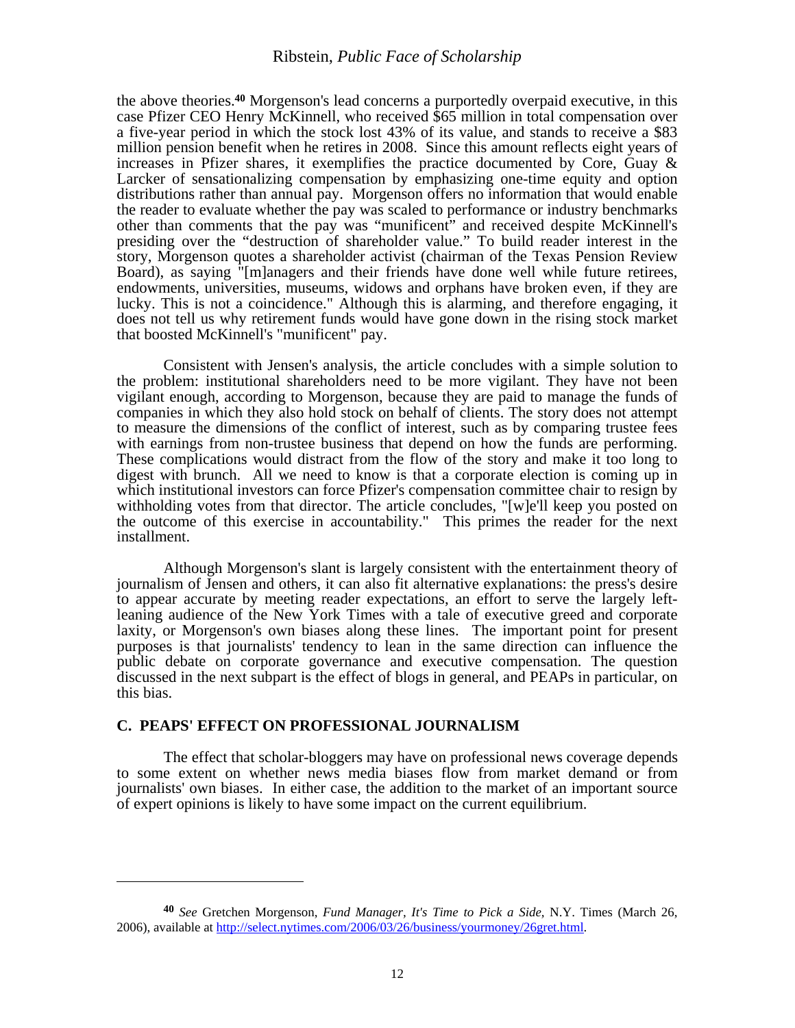the above theories.[40] Morgenson's lead concerns a purportedly overpaid executive, in this case Pfizer CEO Henry McKinnell, who received $65 million in total compensation over a five-year period in which the stock lost 43% of its value, and stands to receive a $83 million pension benefit when he retires in 2008. Since this amount reflects eight years of increases in Pfizer shares, it exemplifies the practice documented by Core, Guay & Larcker of sensationalizing compensation by emphasizing one-time equity and option distributions rather than annual pay. Morgenson offers no information that would enable the reader to evaluate whether the pay was scaled to performance or industry benchmarks other than comments that the pay was "munificent" and received despite McKinnell's presiding over the "destruction of shareholder value." To build reader interest in the story, Morgenson quotes a shareholder activist (chairman of the Texas Pension Review Board), as saying "[m]anagers and their friends have done well while future retirees, endowments, universities, museums, widows and orphans have broken even, if they are lucky. This is not a coincidence." Although this is alarming, and therefore engaging, it does not tell us why retirement funds would have gone down in the rising stock market that boosted McKinnell's "munificent" pay.

Consistent with Jensen's analysis, the article concludes with a simple solution to the problem: institutional shareholders need to be more vigilant. They have not been vigilant enough, according to Morgenson, because they are paid to manage the funds of companies in which they also hold stock on behalf of clients. The story does not attempt to measure the dimensions of the conflict of interest, such as by comparing trustee fees with earnings from non-trustee business that depend on how the funds are performing. These complications would distract from the flow of the story and make it too long to digest with brunch. All we need to know is that a corporate election is coming up in which institutional investors can force Pfizer's compensation committee chair to resign by withholding votes from that director. The article concludes, "[w]e'll keep you posted on the outcome of this exercise in accountability." This primes the reader for the next installment.

Although Morgenson's slant is largely consistent with the entertainment theory of journalism of Jensen and others, it can also fit alternative explanations: the press's desire to appear accurate by meeting reader expectations, an effort to serve the largely left-leaning audience of the New York Times with a tale of executive greed and corporate laxity, or Morgenson's own biases along these lines. The important point for present purposes is that journalists' tendency to lean in the same direction can influence the public debate on corporate governance and executive compensation. The question discussed in the next subpart is the effect of blogs in general, and PEAPs in particular, on this bias.

### C. PEAPS' EFFECT ON PROFESSIONAL JOURNALISM

The effect that scholar-bloggers may have on professional news coverage depends to some extent on whether news media biases flow from market demand or from journalists' own biases. In either case, the addition to the market of an important source of expert opinions is likely to have some impact on the current equilibrium.

---

[40] *See* Gretchen Morgenson, *Fund Manager, It's Time to Pick a Side,* N.Y. Times (March 26, 2006), available at http://select.nytimes.com/2006/03/26/business/yourmoney/26gret.html.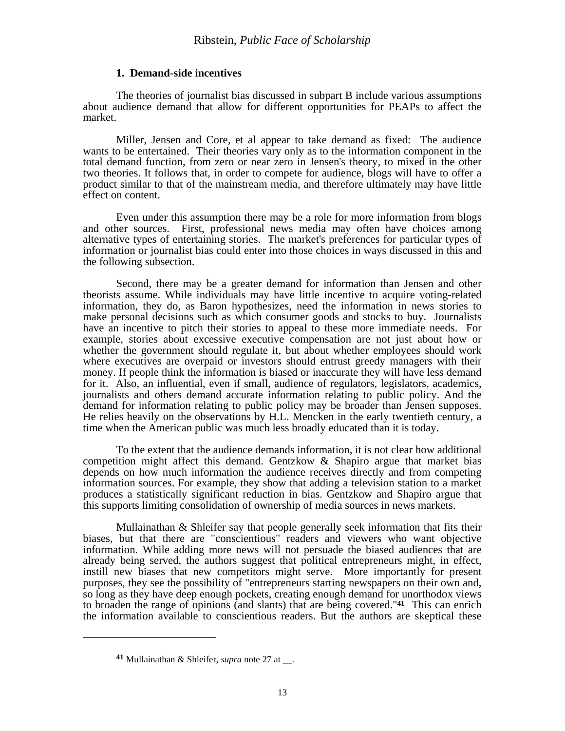### 1. Demand-side incentives

The theories of journalist bias discussed in subpart B include various assumptions about audience demand that allow for different opportunities for PEAPs to affect the market.

Miller, Jensen and Core, et al appear to take demand as fixed: The audience wants to be entertained. Their theories vary only as to the information component in the total demand function, from zero or near zero in Jensen's theory, to mixed in the other two theories. It follows that, in order to compete for audience, blogs will have to offer a product similar to that of the mainstream media, and therefore ultimately may have little effect on content.

Even under this assumption there may be a role for more information from blogs and other sources. First, professional news media may often have choices among alternative types of entertaining stories. The market's preferences for particular types of information or journalist bias could enter into those choices in ways discussed in this and the following subsection.

Second, there may be a greater demand for information than Jensen and other theorists assume. While individuals may have little incentive to acquire voting-related information, they do, as Baron hypothesizes, need the information in news stories to make personal decisions such as which consumer goods and stocks to buy. Journalists have an incentive to pitch their stories to appeal to these more immediate needs. For example, stories about excessive executive compensation are not just about how or whether the government should regulate it, but about whether employees should work where executives are overpaid or investors should entrust greedy managers with their money. If people think the information is biased or inaccurate they will have less demand for it. Also, an influential, even if small, audience of regulators, legislators, academics, journalists and others demand accurate information relating to public policy. And the demand for information relating to public policy may be broader than Jensen supposes. He relies heavily on the observations by H.L. Mencken in the early twentieth century, a time when the American public was much less broadly educated than it is today.

To the extent that the audience demands information, it is not clear how additional competition might affect this demand. Gentzkow & Shapiro argue that market bias depends on how much information the audience receives directly and from competing information sources. For example, they show that adding a television station to a market produces a statistically significant reduction in bias. Gentzkow and Shapiro argue that this supports limiting consolidation of ownership of media sources in news markets.

Mullainathan & Shleifer say that people generally seek information that fits their biases, but that there are "conscientious" readers and viewers who want objective information. While adding more news will not persuade the biased audiences that are already being served, the authors suggest that political entrepreneurs might, in effect, instill new biases that new competitors might serve. More importantly for present purposes, they see the possibility of "entrepreneurs starting newspapers on their own and, so long as they have deep enough pockets, creating enough demand for unorthodox views to broaden the range of opinions (and slants) that are being covered."[41] This can enrich the information available to conscientious readers. But the authors are skeptical these

---

[41] Mullainathan & Shleifer, *supra* note 27 at __.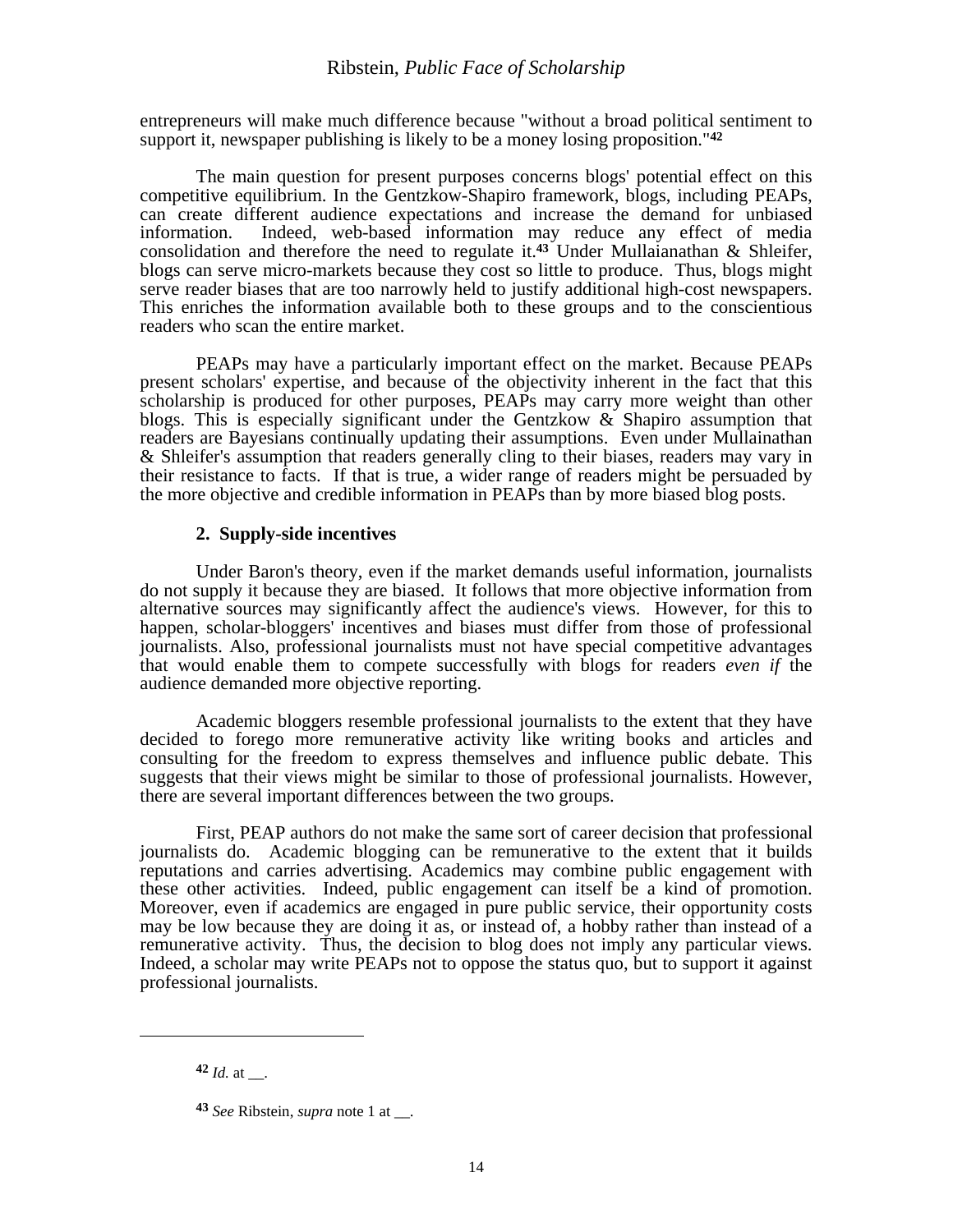entrepreneurs will make much difference because "without a broad political sentiment to support it, newspaper publishing is likely to be a money losing proposition."[42]

The main question for present purposes concerns blogs' potential effect on this competitive equilibrium. In the Gentzkow-Shapiro framework, blogs, including PEAPs, can create different audience expectations and increase the demand for unbiased information. Indeed, web-based information may reduce any effect of media consolidation and therefore the need to regulate it.[43] Under Mullaianathan & Shleifer, blogs can serve micro-markets because they cost so little to produce. Thus, blogs might serve reader biases that are too narrowly held to justify additional high-cost newspapers. This enriches the information available both to these groups and to the conscientious readers who scan the entire market.

PEAPs may have a particularly important effect on the market. Because PEAPs present scholars' expertise, and because of the objectivity inherent in the fact that this scholarship is produced for other purposes, PEAPs may carry more weight than other blogs. This is especially significant under the Gentzkow & Shapiro assumption that readers are Bayesians continually updating their assumptions. Even under Mullainathan & Shleifer's assumption that readers generally cling to their biases, readers may vary in their resistance to facts. If that is true, a wider range of readers might be persuaded by the more objective and credible information in PEAPs than by more biased blog posts.

#### 2. Supply-side incentives

Under Baron's theory, even if the market demands useful information, journalists do not supply it because they are biased. It follows that more objective information from alternative sources may significantly affect the audience's views. However, for this to happen, scholar-bloggers' incentives and biases must differ from those of professional journalists. Also, professional journalists must not have special competitive advantages that would enable them to compete successfully with blogs for readers *even if* the audience demanded more objective reporting.

Academic bloggers resemble professional journalists to the extent that they have decided to forego more remunerative activity like writing books and articles and consulting for the freedom to express themselves and influence public debate. This suggests that their views might be similar to those of professional journalists. However, there are several important differences between the two groups.

First, PEAP authors do not make the same sort of career decision that professional journalists do. Academic blogging can be remunerative to the extent that it builds reputations and carries advertising. Academics may combine public engagement with these other activities. Indeed, public engagement can itself be a kind of promotion. Moreover, even if academics are engaged in pure public service, their opportunity costs may be low because they are doing it as, or instead of, a hobby rather than instead of a remunerative activity. Thus, the decision to blog does not imply any particular views. Indeed, a scholar may write PEAPs not to oppose the status quo, but to support it against professional journalists.

---

[42] *Id.* at __.

[43] *See* Ribstein, *supra* note 1 at __.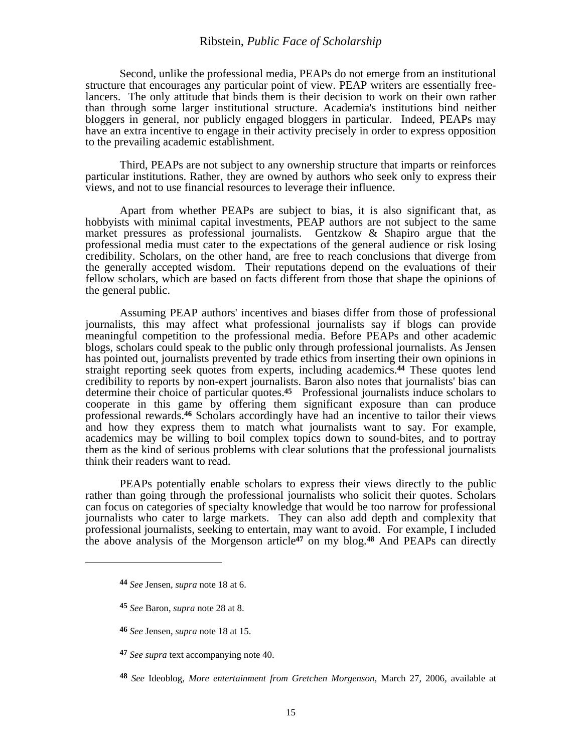Second, unlike the professional media, PEAPs do not emerge from an institutional structure that encourages any particular point of view. PEAP writers are essentially free-lancers. The only attitude that binds them is their decision to work on their own rather than through some larger institutional structure. Academia's institutions bind neither bloggers in general, nor publicly engaged bloggers in particular. Indeed, PEAPs may have an extra incentive to engage in their activity precisely in order to express opposition to the prevailing academic establishment.

Third, PEAPs are not subject to any ownership structure that imparts or reinforces particular institutions. Rather, they are owned by authors who seek only to express their views, and not to use financial resources to leverage their influence.

Apart from whether PEAPs are subject to bias, it is also significant that, as hobbyists with minimal capital investments, PEAP authors are not subject to the same market pressures as professional journalists. Gentzkow & Shapiro argue that the professional media must cater to the expectations of the general audience or risk losing credibility. Scholars, on the other hand, are free to reach conclusions that diverge from the generally accepted wisdom. Their reputations depend on the evaluations of their fellow scholars, which are based on facts different from those that shape the opinions of the general public.

Assuming PEAP authors' incentives and biases differ from those of professional journalists, this may affect what professional journalists say if blogs can provide meaningful competition to the professional media. Before PEAPs and other academic blogs, scholars could speak to the public only through professional journalists. As Jensen has pointed out, journalists prevented by trade ethics from inserting their own opinions in straight reporting seek quotes from experts, including academics.[44] These quotes lend credibility to reports by non-expert journalists. Baron also notes that journalists' bias can determine their choice of particular quotes.[45] Professional journalists induce scholars to cooperate in this game by offering them significant exposure than can produce professional rewards.[46] Scholars accordingly have had an incentive to tailor their views and how they express them to match what journalists want to say. For example, academics may be willing to boil complex topics down to sound-bites, and to portray them as the kind of serious problems with clear solutions that the professional journalists think their readers want to read.

PEAPs potentially enable scholars to express their views directly to the public rather than going through the professional journalists who solicit their quotes. Scholars can focus on categories of specialty knowledge that would be too narrow for professional journalists who cater to large markets. They can also add depth and complexity that professional journalists, seeking to entertain, may want to avoid. For example, I included the above analysis of the Morgenson article[47] on my blog.[48] And PEAPs can directly

---

[44] *See* Jensen, *supra* note 18 at 6.

[45] *See* Baron, *supra* note 28 at 8.

[46] *See* Jensen, *supra* note 18 at 15.

[47] *See supra* text accompanying note 40.

[48] *See* Ideoblog, *More entertainment from Gretchen Morgenson*, March 27, 2006, available at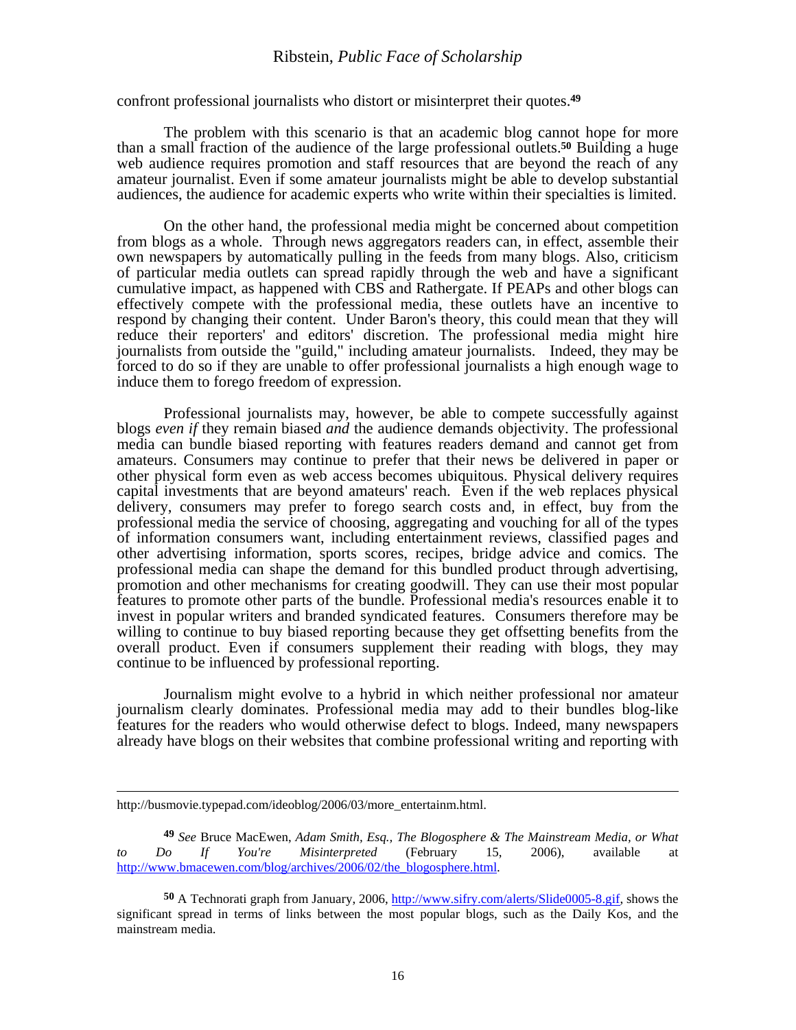confront professional journalists who distort or misinterpret their quotes.[49]

The problem with this scenario is that an academic blog cannot hope for more than a small fraction of the audience of the large professional outlets.[50] Building a huge web audience requires promotion and staff resources that are beyond the reach of any amateur journalist. Even if some amateur journalists might be able to develop substantial audiences, the audience for academic experts who write within their specialties is limited.

On the other hand, the professional media might be concerned about competition from blogs as a whole. Through news aggregators readers can, in effect, assemble their own newspapers by automatically pulling in the feeds from many blogs. Also, criticism of particular media outlets can spread rapidly through the web and have a significant cumulative impact, as happened with CBS and Rathergate. If PEAPs and other blogs can effectively compete with the professional media, these outlets have an incentive to respond by changing their content. Under Baron's theory, this could mean that they will reduce their reporters' and editors' discretion. The professional media might hire journalists from outside the "guild," including amateur journalists. Indeed, they may be forced to do so if they are unable to offer professional journalists a high enough wage to induce them to forego freedom of expression.

Professional journalists may, however, be able to compete successfully against blogs *even if* they remain biased *and* the audience demands objectivity. The professional media can bundle biased reporting with features readers demand and cannot get from amateurs. Consumers may continue to prefer that their news be delivered in paper or other physical form even as web access becomes ubiquitous. Physical delivery requires capital investments that are beyond amateurs' reach. Even if the web replaces physical delivery, consumers may prefer to forego search costs and, in effect, buy from the professional media the service of choosing, aggregating and vouching for all of the types of information consumers want, including entertainment reviews, classified pages and other advertising information, sports scores, recipes, bridge advice and comics. The professional media can shape the demand for this bundled product through advertising, promotion and other mechanisms for creating goodwill. They can use their most popular features to promote other parts of the bundle. Professional media's resources enable it to invest in popular writers and branded syndicated features. Consumers therefore may be willing to continue to buy biased reporting because they get offsetting benefits from the overall product. Even if consumers supplement their reading with blogs, they may continue to be influenced by professional reporting.

Journalism might evolve to a hybrid in which neither professional nor amateur journalism clearly dominates. Professional media may add to their bundles blog-like features for the readers who would otherwise defect to blogs. Indeed, many newspapers already have blogs on their websites that combine professional writing and reporting with

---

http://busmovie.typepad.com/ideoblog/2006/03/more_entertainm.html.

[49] *See* Bruce MacEwen, *Adam Smith, Esq., The Blogosphere & The Mainstream Media, or What to Do If You're Misinterpreted* (February 15, 2006), available at http://www.bmacewen.com/blog/archives/2006/02/the_blogosphere.html.

[50] A Technorati graph from January, 2006, http://www.sifry.com/alerts/Slide0005-8.gif, shows the significant spread in terms of links between the most popular blogs, such as the Daily Kos, and the mainstream media.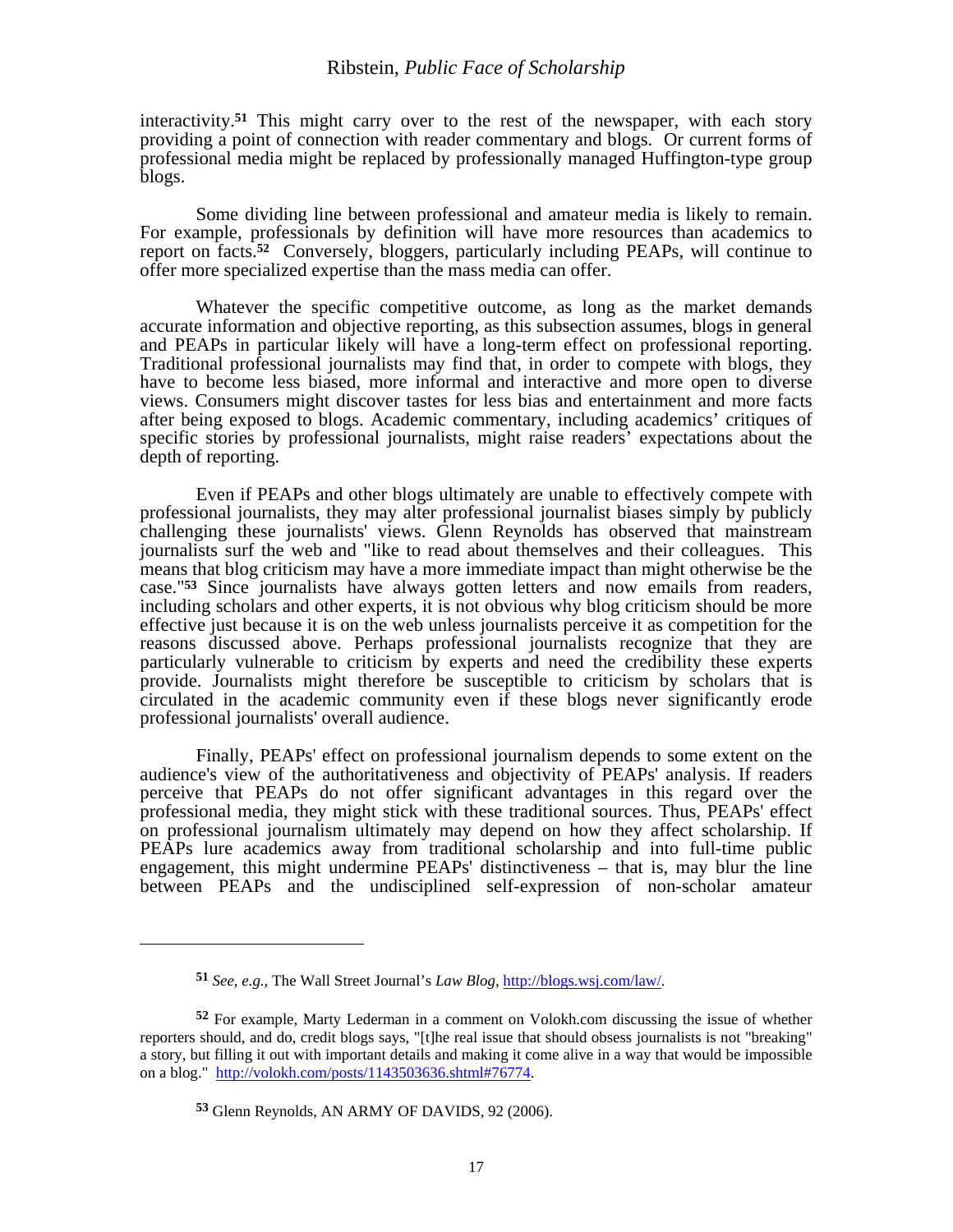interactivity.[51] This might carry over to the rest of the newspaper, with each story providing a point of connection with reader commentary and blogs. Or current forms of professional media might be replaced by professionally managed Huffington-type group blogs.

Some dividing line between professional and amateur media is likely to remain. For example, professionals by definition will have more resources than academics to report on facts.[52] Conversely, bloggers, particularly including PEAPs, will continue to offer more specialized expertise than the mass media can offer.

Whatever the specific competitive outcome, as long as the market demands accurate information and objective reporting, as this subsection assumes, blogs in general and PEAPs in particular likely will have a long-term effect on professional reporting. Traditional professional journalists may find that, in order to compete with blogs, they have to become less biased, more informal and interactive and more open to diverse views. Consumers might discover tastes for less bias and entertainment and more facts after being exposed to blogs. Academic commentary, including academics' critiques of specific stories by professional journalists, might raise readers' expectations about the depth of reporting.

Even if PEAPs and other blogs ultimately are unable to effectively compete with professional journalists, they may alter professional journalist biases simply by publicly challenging these journalists' views. Glenn Reynolds has observed that mainstream journalists surf the web and "like to read about themselves and their colleagues. This means that blog criticism may have a more immediate impact than might otherwise be the case."[53] Since journalists have always gotten letters and now emails from readers, including scholars and other experts, it is not obvious why blog criticism should be more effective just because it is on the web unless journalists perceive it as competition for the reasons discussed above. Perhaps professional journalists recognize that they are particularly vulnerable to criticism by experts and need the credibility these experts provide. Journalists might therefore be susceptible to criticism by scholars that is circulated in the academic community even if these blogs never significantly erode professional journalists' overall audience.

Finally, PEAPs' effect on professional journalism depends to some extent on the audience's view of the authoritativeness and objectivity of PEAPs' analysis. If readers perceive that PEAPs do not offer significant advantages in this regard over the professional media, they might stick with these traditional sources. Thus, PEAPs' effect on professional journalism ultimately may depend on how they affect scholarship. If PEAPs lure academics away from traditional scholarship and into full-time public engagement, this might undermine PEAPs' distinctiveness – that is, may blur the line between PEAPs and the undisciplined self-expression of non-scholar amateur

---

[51] *See, e.g.,* The Wall Street Journal's *Law Blog,* http://blogs.wsj.com/law/.

[52] For example, Marty Lederman in a comment on Volokh.com discussing the issue of whether reporters should, and do, credit blogs says, "[t]he real issue that should obsess journalists is not "breaking" a story, but filling it out with important details and making it come alive in a way that would be impossible on a blog." http://volokh.com/posts/1143503636.shtml#76774.

[53] Glenn Reynolds, AN ARMY OF DAVIDS, 92 (2006).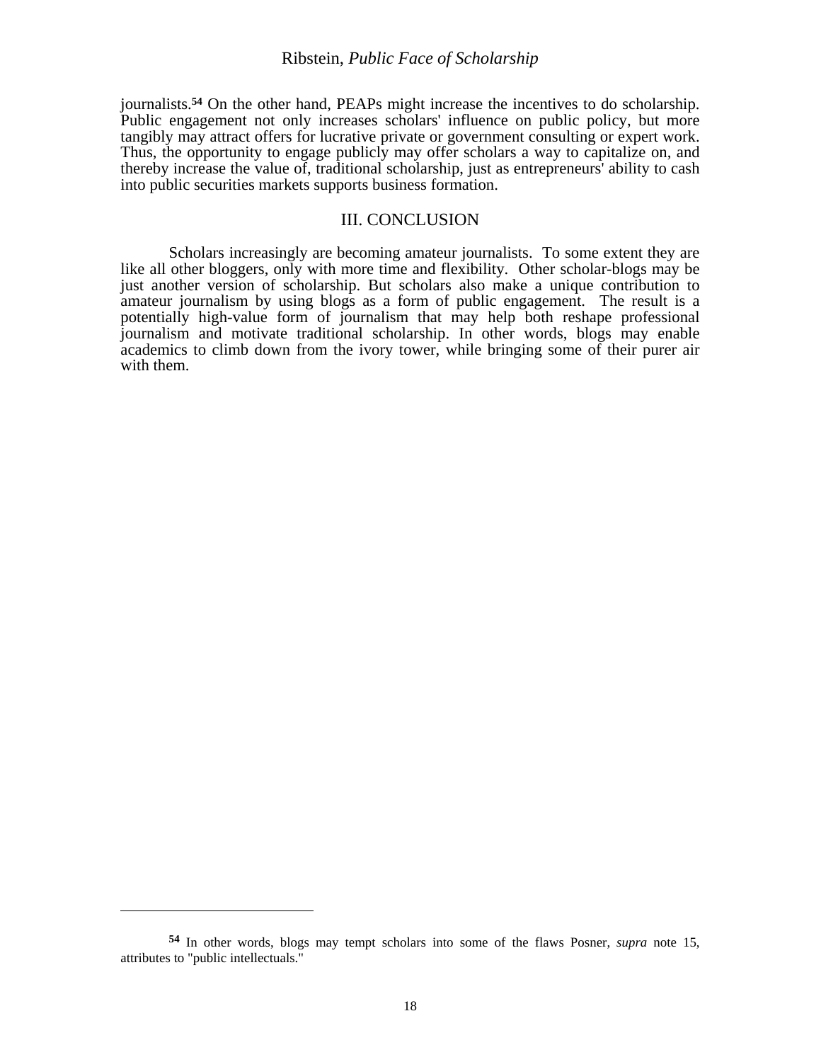journalists.[54] On the other hand, PEAPs might increase the incentives to do scholarship. Public engagement not only increases scholars' influence on public policy, but more tangibly may attract offers for lucrative private or government consulting or expert work. Thus, the opportunity to engage publicly may offer scholars a way to capitalize on, and thereby increase the value of, traditional scholarship, just as entrepreneurs' ability to cash into public securities markets supports business formation.

## III. CONCLUSION

Scholars increasingly are becoming amateur journalists. To some extent they are like all other bloggers, only with more time and flexibility. Other scholar-blogs may be just another version of scholarship. But scholars also make a unique contribution to amateur journalism by using blogs as a form of public engagement. The result is a potentially high-value form of journalism that may help both reshape professional journalism and motivate traditional scholarship. In other words, blogs may enable academics to climb down from the ivory tower, while bringing some of their purer air with them.

---

[54] In other words, blogs may tempt scholars into some of the flaws Posner, *supra* note 15, attributes to "public intellectuals."